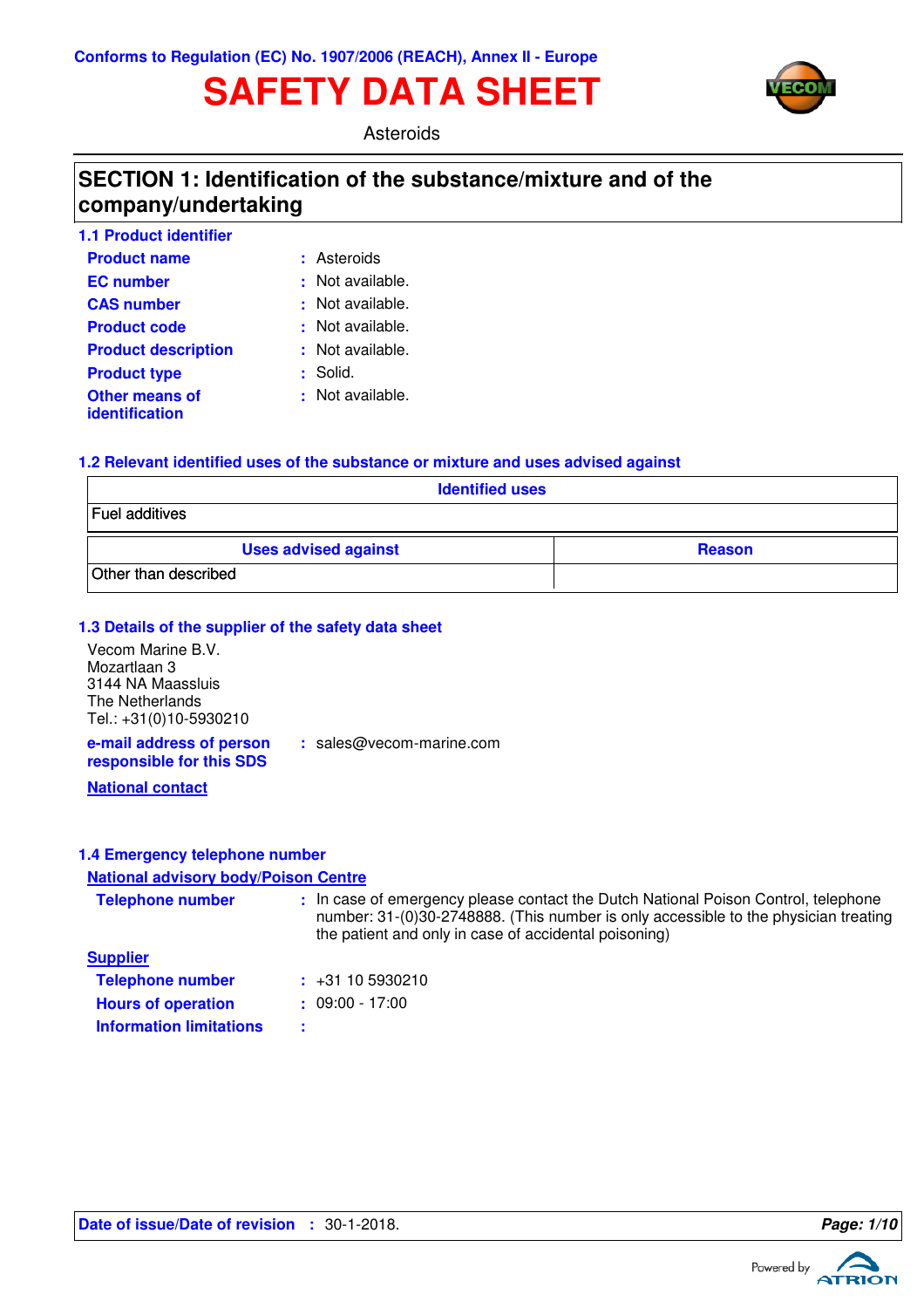Conforms to Regulation (EC) No. 1907/2006 (REACH), Annex II - Europe

# SAFETY DATA SHEET

Asteroids

## SECTION 1: Identification of the substance/mixture and of the company/undertaking

### 1.1 Product identifier

**Product name** : Asteroids

**EC number** : Not available.

**CAS number** : Not available.

**Product code** : Not available.

**Product description** : Not available.

**Product type** : Solid.

**Other means of identification** : Not available.

### 1.2 Relevant identified uses of the substance or mixture and uses advised against

| Identified uses |
|---|
| Fuel additives |

| Uses advised against | Reason |
|---|---|
| Other than described | |

### 1.3 Details of the supplier of the safety data sheet

Vecom Marine B.V.
Mozartlaan 3
3144 NA Maassluis
The Netherlands
Tel.: +31(0)10-5930210

**e-mail address of person responsible for this SDS** : sales@vecom-marine.com

**National contact**

### 1.4 Emergency telephone number

**National advisory body/Poison Centre**

**Telephone number** : In case of emergency please contact the Dutch National Poison Control, telephone number: 31-(0)30-2748888. (This number is only accessible to the physician treating the patient and only in case of accidental poisoning)

**Supplier**

**Telephone number** : +31 10 5930210

**Hours of operation** : 09:00 - 17:00

**Information limitations** :

**Date of issue/Date of revision** : 30-1-2018.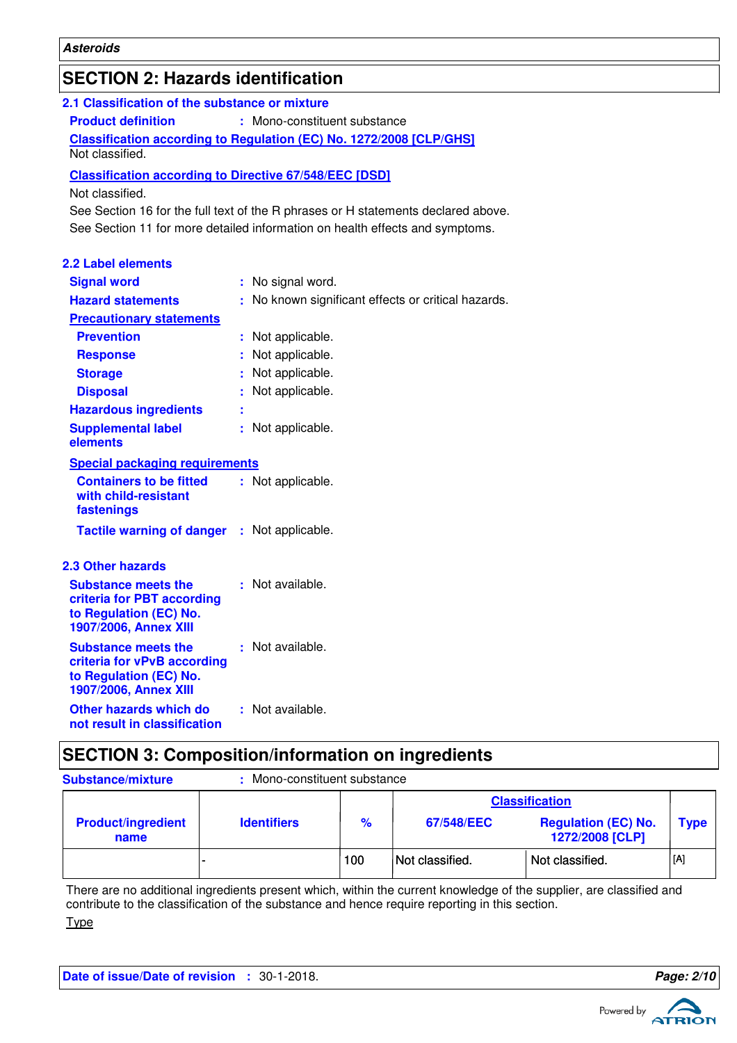## SECTION 2: Hazards identification

### 2.1 Classification of the substance or mixture

**Product definition** : Mono-constituent substance

**Classification according to Regulation (EC) No. 1272/2008 [CLP/GHS]**

Not classified.

**Classification according to Directive 67/548/EEC [DSD]**

Not classified.

See Section 16 for the full text of the R phrases or H statements declared above.

See Section 11 for more detailed information on health effects and symptoms.

### 2.2 Label elements

**Signal word** : No signal word.

**Hazard statements** : No known significant effects or critical hazards.

**Precautionary statements**

**Prevention** : Not applicable.

**Response** : Not applicable.

**Storage** : Not applicable.

**Disposal** : Not applicable.

**Hazardous ingredients** :

**Supplemental label elements** : Not applicable.

**Special packaging requirements**

**Containers to be fitted with child-resistant fastenings** : Not applicable.

**Tactile warning of danger** : Not applicable.

### 2.3 Other hazards

**Substance meets the criteria for PBT according to Regulation (EC) No. 1907/2006, Annex XIII** : Not available.

**Substance meets the criteria for vPvB according to Regulation (EC) No. 1907/2006, Annex XIII** : Not available.

**Other hazards which do not result in classification** : Not available.

## SECTION 3: Composition/information on ingredients

**Substance/mixture** : Mono-constituent substance

| Product/ingredient name | Identifiers | % | Classification | | Type |
|---|---|---|---|---|---|
| | | | 67/548/EEC | Regulation (EC) No. 1272/2008 [CLP] | |
| | - | 100 | Not classified. | Not classified. | [A] |

There are no additional ingredients present which, within the current knowledge of the supplier, are classified and contribute to the classification of the substance and hence require reporting in this section.

Type

**Date of issue/Date of revision** : 30-1-2018.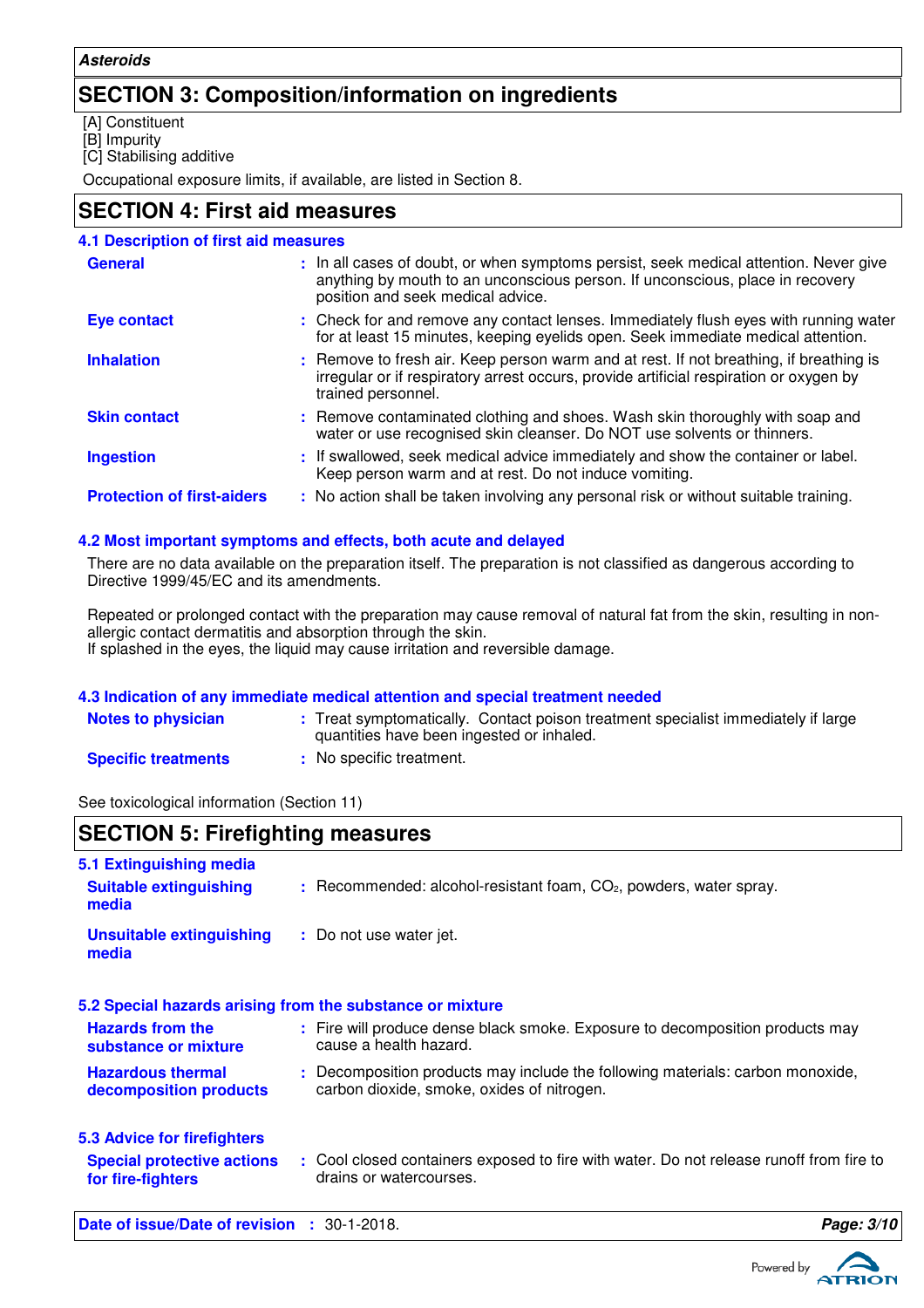## SECTION 3: Composition/information on ingredients

[A] Constituent
[B] Impurity
[C] Stabilising additive

Occupational exposure limits, if available, are listed in Section 8.

## SECTION 4: First aid measures

### 4.1 Description of first aid measures

**General** : In all cases of doubt, or when symptoms persist, seek medical attention. Never give anything by mouth to an unconscious person. If unconscious, place in recovery position and seek medical advice.

**Eye contact** : Check for and remove any contact lenses. Immediately flush eyes with running water for at least 15 minutes, keeping eyelids open. Seek immediate medical attention.

**Inhalation** : Remove to fresh air. Keep person warm and at rest. If not breathing, if breathing is irregular or if respiratory arrest occurs, provide artificial respiration or oxygen by trained personnel.

**Skin contact** : Remove contaminated clothing and shoes. Wash skin thoroughly with soap and water or use recognised skin cleanser. Do NOT use solvents or thinners.

**Ingestion** : If swallowed, seek medical advice immediately and show the container or label. Keep person warm and at rest. Do not induce vomiting.

**Protection of first-aiders** : No action shall be taken involving any personal risk or without suitable training.

### 4.2 Most important symptoms and effects, both acute and delayed

There are no data available on the preparation itself. The preparation is not classified as dangerous according to Directive 1999/45/EC and its amendments.

Repeated or prolonged contact with the preparation may cause removal of natural fat from the skin, resulting in non-allergic contact dermatitis and absorption through the skin.
If splashed in the eyes, the liquid may cause irritation and reversible damage.

### 4.3 Indication of any immediate medical attention and special treatment needed

**Notes to physician** : Treat symptomatically. Contact poison treatment specialist immediately if large quantities have been ingested or inhaled.

**Specific treatments** : No specific treatment.

See toxicological information (Section 11)

## SECTION 5: Firefighting measures

### 5.1 Extinguishing media

**Suitable extinguishing media** : Recommended: alcohol-resistant foam, $CO_2$, powders, water spray.

**Unsuitable extinguishing media** : Do not use water jet.

### 5.2 Special hazards arising from the substance or mixture

**Hazards from the substance or mixture** : Fire will produce dense black smoke. Exposure to decomposition products may cause a health hazard.

**Hazardous thermal decomposition products** : Decomposition products may include the following materials: carbon monoxide, carbon dioxide, smoke, oxides of nitrogen.

### 5.3 Advice for firefighters

**Special protective actions for fire-fighters** : Cool closed containers exposed to fire with water. Do not release runoff from fire to drains or watercourses.

**Date of issue/Date of revision** : 30-1-2018.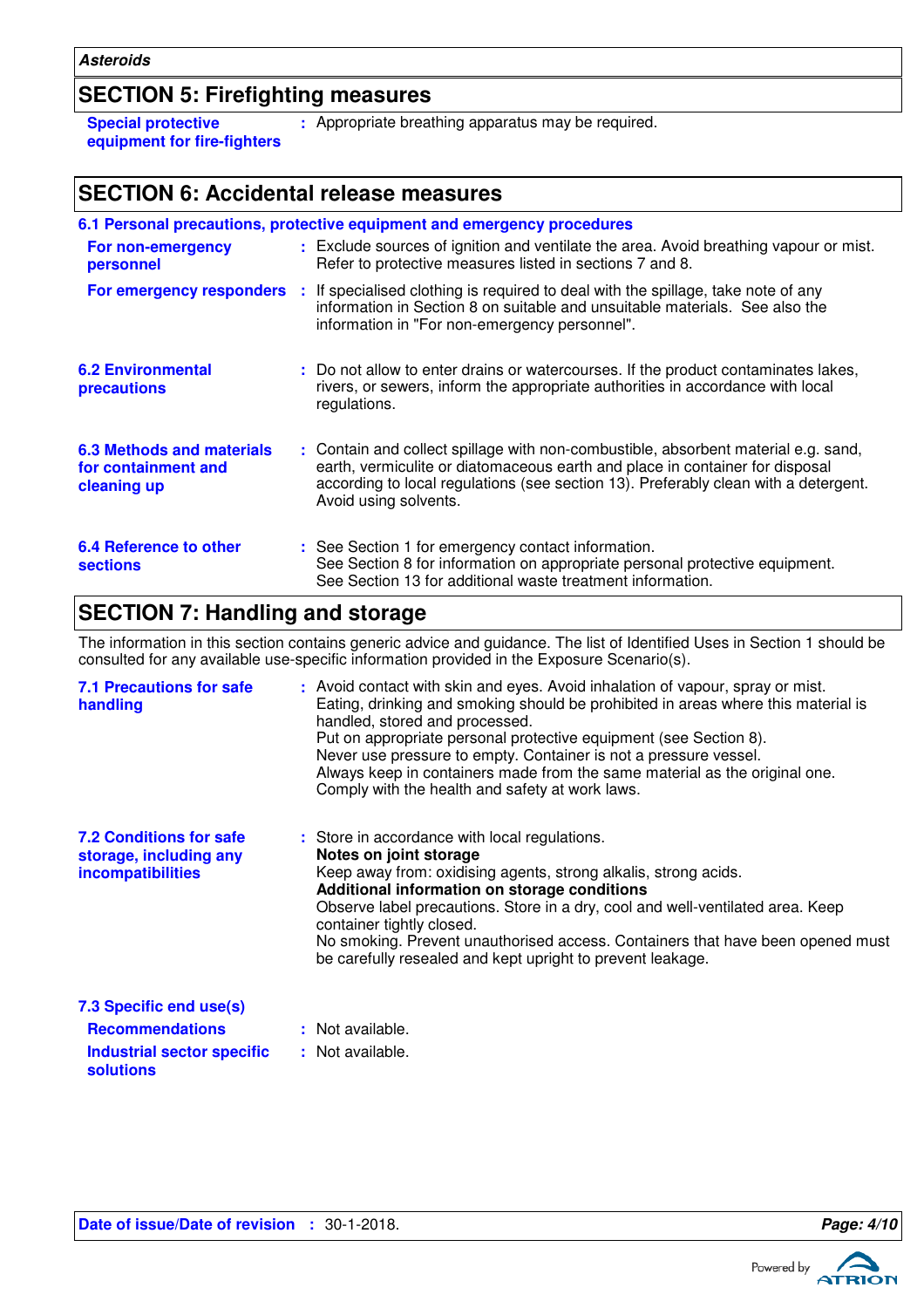## SECTION 5: Firefighting measures

**Special protective equipment for fire-fighters** : Appropriate breathing apparatus may be required.

## SECTION 6: Accidental release measures

### 6.1 Personal precautions, protective equipment and emergency procedures

**For non-emergency personnel** : Exclude sources of ignition and ventilate the area. Avoid breathing vapour or mist. Refer to protective measures listed in sections 7 and 8.

**For emergency responders** : If specialised clothing is required to deal with the spillage, take note of any information in Section 8 on suitable and unsuitable materials. See also the information in "For non-emergency personnel".

### 6.2 Environmental precautions

: Do not allow to enter drains or watercourses. If the product contaminates lakes, rivers, or sewers, inform the appropriate authorities in accordance with local regulations.

### 6.3 Methods and materials for containment and cleaning up

: Contain and collect spillage with non-combustible, absorbent material e.g. sand, earth, vermiculite or diatomaceous earth and place in container for disposal according to local regulations (see section 13). Preferably clean with a detergent. Avoid using solvents.

### 6.4 Reference to other sections

: See Section 1 for emergency contact information.
See Section 8 for information on appropriate personal protective equipment.
See Section 13 for additional waste treatment information.

## SECTION 7: Handling and storage

The information in this section contains generic advice and guidance. The list of Identified Uses in Section 1 should be consulted for any available use-specific information provided in the Exposure Scenario(s).

### 7.1 Precautions for safe handling

: Avoid contact with skin and eyes. Avoid inhalation of vapour, spray or mist.
Eating, drinking and smoking should be prohibited in areas where this material is handled, stored and processed.
Put on appropriate personal protective equipment (see Section 8).
Never use pressure to empty. Container is not a pressure vessel.
Always keep in containers made from the same material as the original one.
Comply with the health and safety at work laws.

### 7.2 Conditions for safe storage, including any incompatibilities

: Store in accordance with local regulations.

**Notes on joint storage**

Keep away from: oxidising agents, strong alkalis, strong acids.

**Additional information on storage conditions**

Observe label precautions. Store in a dry, cool and well-ventilated area. Keep container tightly closed.
No smoking. Prevent unauthorised access. Containers that have been opened must be carefully resealed and kept upright to prevent leakage.

### 7.3 Specific end use(s)

**Recommendations** : Not available.

**Industrial sector specific solutions** : Not available.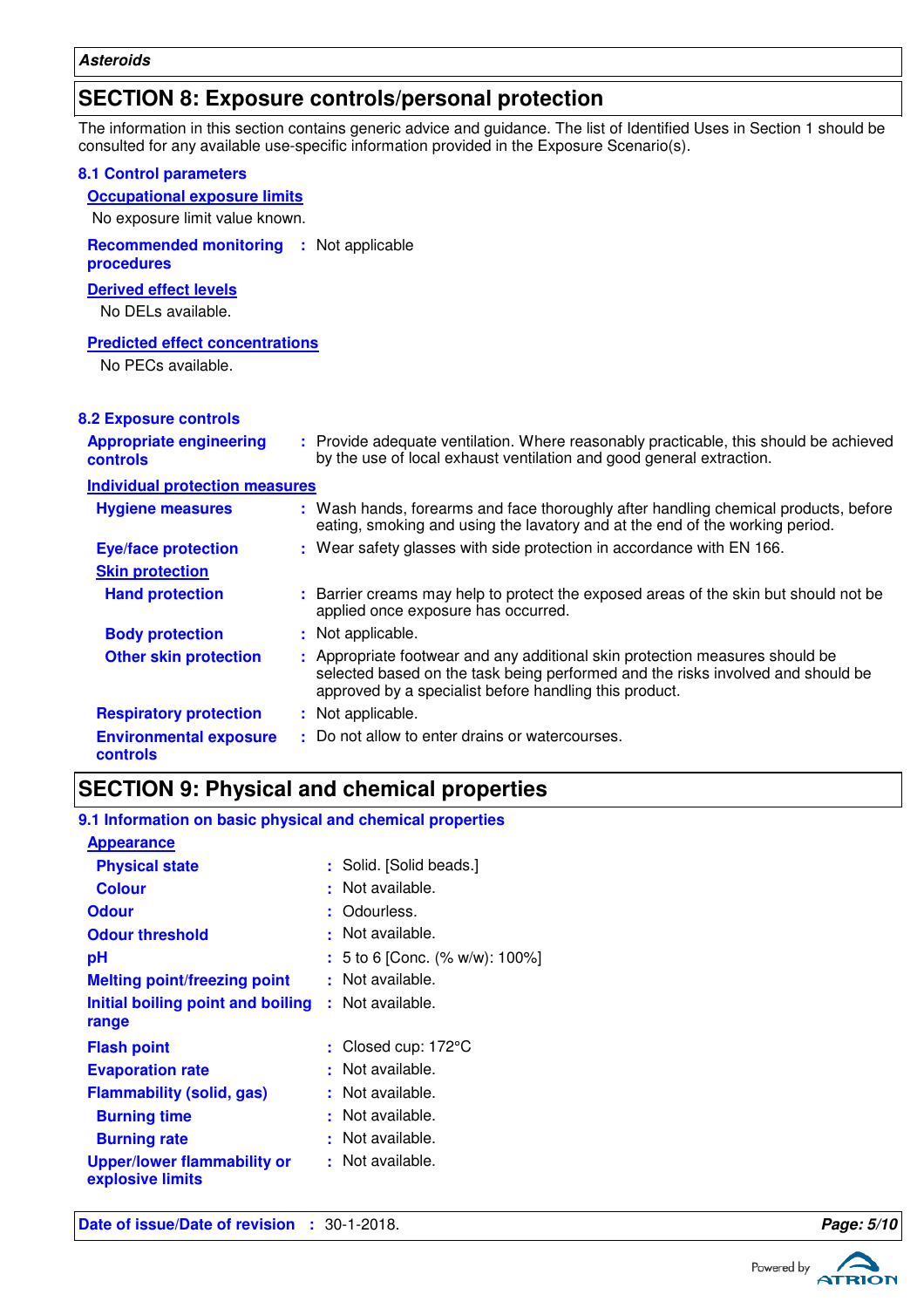## SECTION 8: Exposure controls/personal protection

The information in this section contains generic advice and guidance. The list of Identified Uses in Section 1 should be consulted for any available use-specific information provided in the Exposure Scenario(s).

### 8.1 Control parameters

**Occupational exposure limits**

No exposure limit value known.

**Recommended monitoring procedures** : Not applicable

**Derived effect levels**

No DELs available.

**Predicted effect concentrations**

No PECs available.

### 8.2 Exposure controls

**Appropriate engineering controls** : Provide adequate ventilation. Where reasonably practicable, this should be achieved by the use of local exhaust ventilation and good general extraction.

**Individual protection measures**

**Hygiene measures** : Wash hands, forearms and face thoroughly after handling chemical products, before eating, smoking and using the lavatory and at the end of the working period.

**Eye/face protection** : Wear safety glasses with side protection in accordance with EN 166.

**Skin protection**

**Hand protection** : Barrier creams may help to protect the exposed areas of the skin but should not be applied once exposure has occurred.

**Body protection** : Not applicable.

**Other skin protection** : Appropriate footwear and any additional skin protection measures should be selected based on the task being performed and the risks involved and should be approved by a specialist before handling this product.

**Respiratory protection** : Not applicable.

**Environmental exposure controls** : Do not allow to enter drains or watercourses.

## SECTION 9: Physical and chemical properties

### 9.1 Information on basic physical and chemical properties

**Appearance**

**Physical state** : Solid. [Solid beads.]

**Colour** : Not available.

**Odour** : Odourless.

**Odour threshold** : Not available.

**pH** : 5 to 6 [Conc. (% w/w): 100%]

**Melting point/freezing point** : Not available.

**Initial boiling point and boiling range** : Not available.

**Flash point** : Closed cup: 172°C

**Evaporation rate** : Not available.

**Flammability (solid, gas)** : Not available.

**Burning time** : Not available.

**Burning rate** : Not available.

**Upper/lower flammability or explosive limits** : Not available.

**Date of issue/Date of revision** : 30-1-2018.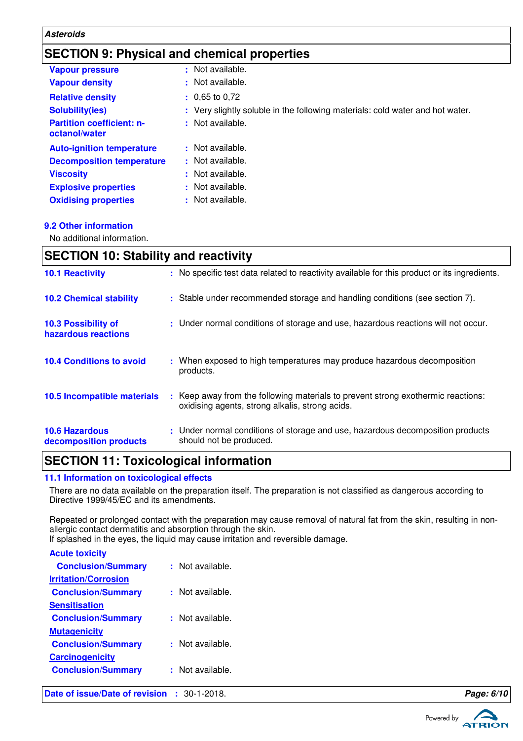## SECTION 9: Physical and chemical properties

| | | |
|---|---|---|
| **Vapour pressure** | : | Not available. |
| **Vapour density** | : | Not available. |
| **Relative density** | : | 0,65 to 0,72 |
| **Solubility(ies)** | : | Very slightly soluble in the following materials: cold water and hot water. |
| **Partition coefficient: n-octanol/water** | : | Not available. |
| **Auto-ignition temperature** | : | Not available. |
| **Decomposition temperature** | : | Not available. |
| **Viscosity** | : | Not available. |
| **Explosive properties** | : | Not available. |
| **Oxidising properties** | : | Not available. |

### 9.2 Other information

No additional information.

## SECTION 10: Stability and reactivity

| | | |
|---|---|---|
| **10.1 Reactivity** | : | No specific test data related to reactivity available for this product or its ingredients. |
| **10.2 Chemical stability** | : | Stable under recommended storage and handling conditions (see section 7). |
| **10.3 Possibility of hazardous reactions** | : | Under normal conditions of storage and use, hazardous reactions will not occur. |
| **10.4 Conditions to avoid** | : | When exposed to high temperatures may produce hazardous decomposition products. |
| **10.5 Incompatible materials** | : | Keep away from the following materials to prevent strong exothermic reactions: oxidising agents, strong alkalis, strong acids. |
| **10.6 Hazardous decomposition products** | : | Under normal conditions of storage and use, hazardous decomposition products should not be produced. |

## SECTION 11: Toxicological information

### 11.1 Information on toxicological effects

There are no data available on the preparation itself. The preparation is not classified as dangerous according to Directive 1999/45/EC and its amendments.

Repeated or prolonged contact with the preparation may cause removal of natural fat from the skin, resulting in non-allergic contact dermatitis and absorption through the skin.
If splashed in the eyes, the liquid may cause irritation and reversible damage.

**Acute toxicity**

| | | |
|---|---|---|
| **Conclusion/Summary** | : | Not available. |

**Irritation/Corrosion**

| | | |
|---|---|---|
| **Conclusion/Summary** | : | Not available. |

**Sensitisation**

| | | |
|---|---|---|
| **Conclusion/Summary** | : | Not available. |

**Mutagenicity**

| | | |
|---|---|---|
| **Conclusion/Summary** | : | Not available. |

**Carcinogenicity**

| | | |
|---|---|---|
| **Conclusion/Summary** | : | Not available. |

**Date of issue/Date of revision** : 30-1-2018.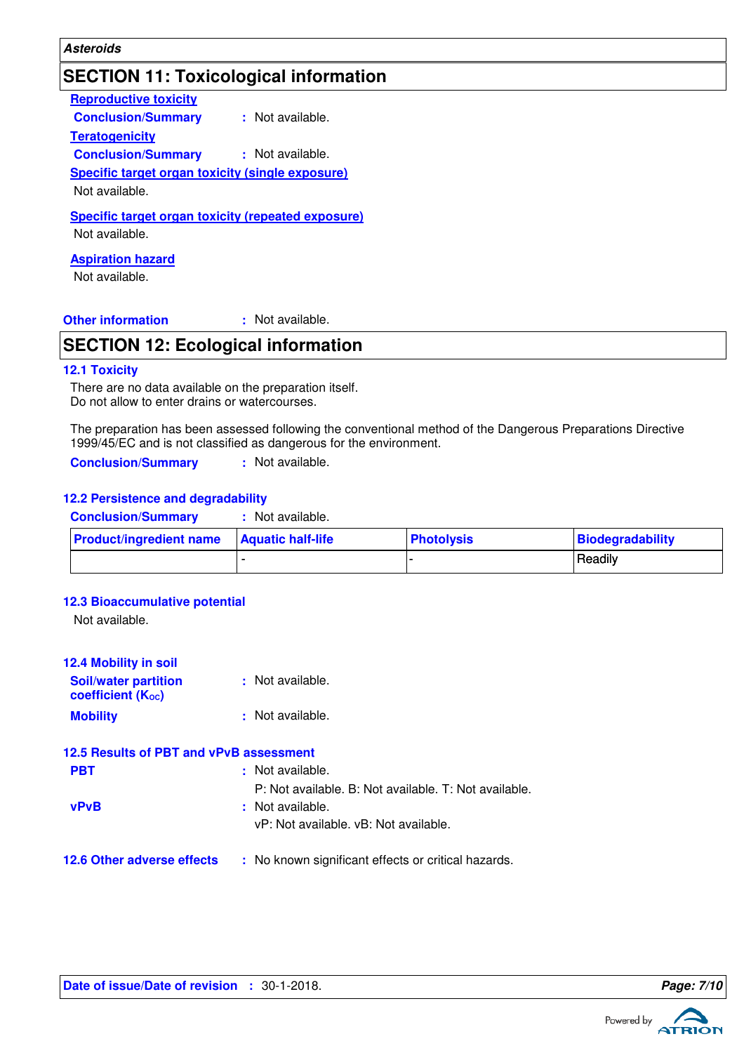## SECTION 11: Toxicological information

**Reproductive toxicity**

**Conclusion/Summary** : Not available.

**Teratogenicity**

**Conclusion/Summary** : Not available.

**Specific target organ toxicity (single exposure)**

Not available.

**Specific target organ toxicity (repeated exposure)**

Not available.

**Aspiration hazard**

Not available.

**Other information** : Not available.

## SECTION 12: Ecological information

### 12.1 Toxicity

There are no data available on the preparation itself.
Do not allow to enter drains or watercourses.

The preparation has been assessed following the conventional method of the Dangerous Preparations Directive 1999/45/EC and is not classified as dangerous for the environment.

**Conclusion/Summary** : Not available.

### 12.2 Persistence and degradability

**Conclusion/Summary** : Not available.

| Product/ingredient name | Aquatic half-life | Photolysis | Biodegradability |
|---|---|---|---|
| | - | - | Readily |

### 12.3 Bioaccumulative potential

Not available.

### 12.4 Mobility in soil

**Soil/water partition coefficient ($K_{OC}$)** : Not available.

**Mobility** : Not available.

### 12.5 Results of PBT and vPvB assessment

**PBT** : Not available.
P: Not available. B: Not available. T: Not available.

**vPvB** : Not available.
vP: Not available. vB: Not available.

**12.6 Other adverse effects** : No known significant effects or critical hazards.

**Date of issue/Date of revision** : 30-1-2018.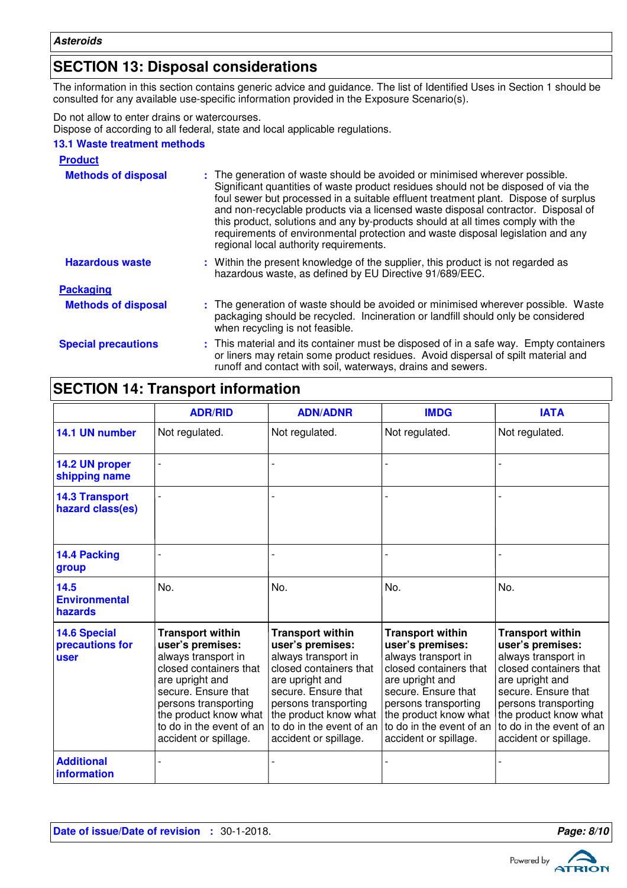## SECTION 13: Disposal considerations

The information in this section contains generic advice and guidance. The list of Identified Uses in Section 1 should be consulted for any available use-specific information provided in the Exposure Scenario(s).

Do not allow to enter drains or watercourses.
Dispose of according to all federal, state and local applicable regulations.

### 13.1 Waste treatment methods

**Product**

**Methods of disposal** : The generation of waste should be avoided or minimised wherever possible. Significant quantities of waste product residues should not be disposed of via the foul sewer but processed in a suitable effluent treatment plant. Dispose of surplus and non-recyclable products via a licensed waste disposal contractor. Disposal of this product, solutions and any by-products should at all times comply with the requirements of environmental protection and waste disposal legislation and any regional local authority requirements.

**Hazardous waste** : Within the present knowledge of the supplier, this product is not regarded as hazardous waste, as defined by EU Directive 91/689/EEC.

**Packaging**

**Methods of disposal** : The generation of waste should be avoided or minimised wherever possible. Waste packaging should be recycled. Incineration or landfill should only be considered when recycling is not feasible.

**Special precautions** : This material and its container must be disposed of in a safe way. Empty containers or liners may retain some product residues. Avoid dispersal of spilt material and runoff and contact with soil, waterways, drains and sewers.

## SECTION 14: Transport information

| | ADR/RID | ADN/ADNR | IMDG | IATA |
|---|---|---|---|---|
| **14.1 UN number** | Not regulated. | Not regulated. | Not regulated. | Not regulated. |
| **14.2 UN proper shipping name** | - | - | - | - |
| **14.3 Transport hazard class(es)** | - | - | - | - |
| **14.4 Packing group** | - | - | - | - |
| **14.5 Environmental hazards** | No. | No. | No. | No. |
| **14.6 Special precautions for user** | **Transport within user's premises:** always transport in closed containers that are upright and secure. Ensure that persons transporting the product know what to do in the event of an accident or spillage. | **Transport within user's premises:** always transport in closed containers that are upright and secure. Ensure that persons transporting the product know what to do in the event of an accident or spillage. | **Transport within user's premises:** always transport in closed containers that are upright and secure. Ensure that persons transporting the product know what to do in the event of an accident or spillage. | **Transport within user's premises:** always transport in closed containers that are upright and secure. Ensure that persons transporting the product know what to do in the event of an accident or spillage. |
| **Additional information** | - | - | - | - |

**Date of issue/Date of revision** : 30-1-2018.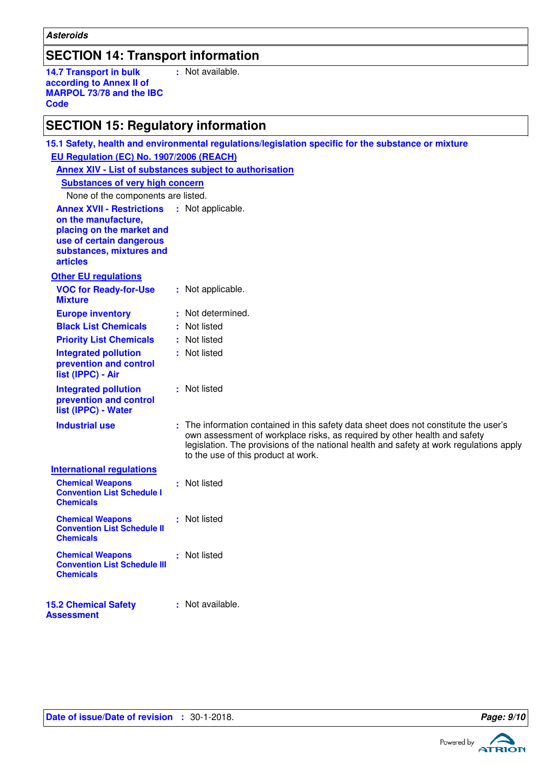## SECTION 14: Transport information

**14.7 Transport in bulk according to Annex II of MARPOL 73/78 and the IBC Code** : Not available.

## SECTION 15: Regulatory information

### 15.1 Safety, health and environmental regulations/legislation specific for the substance or mixture

**EU Regulation (EC) No. 1907/2006 (REACH)**

**Annex XIV - List of substances subject to authorisation**

**Substances of very high concern**

None of the components are listed.

**Annex XVII - Restrictions on the manufacture, placing on the market and use of certain dangerous substances, mixtures and articles** : Not applicable.

**Other EU regulations**

**VOC for Ready-for-Use Mixture** : Not applicable.

**Europe inventory** : Not determined.

**Black List Chemicals** : Not listed

**Priority List Chemicals** : Not listed

**Integrated pollution prevention and control list (IPPC) - Air** : Not listed

**Integrated pollution prevention and control list (IPPC) - Water** : Not listed

**Industrial use** : The information contained in this safety data sheet does not constitute the user's own assessment of workplace risks, as required by other health and safety legislation. The provisions of the national health and safety at work regulations apply to the use of this product at work.

**International regulations**

**Chemical Weapons Convention List Schedule I Chemicals** : Not listed

**Chemical Weapons Convention List Schedule II Chemicals** : Not listed

**Chemical Weapons Convention List Schedule III Chemicals** : Not listed

**15.2 Chemical Safety Assessment** : Not available.

**Date of issue/Date of revision** : 30-1-2018.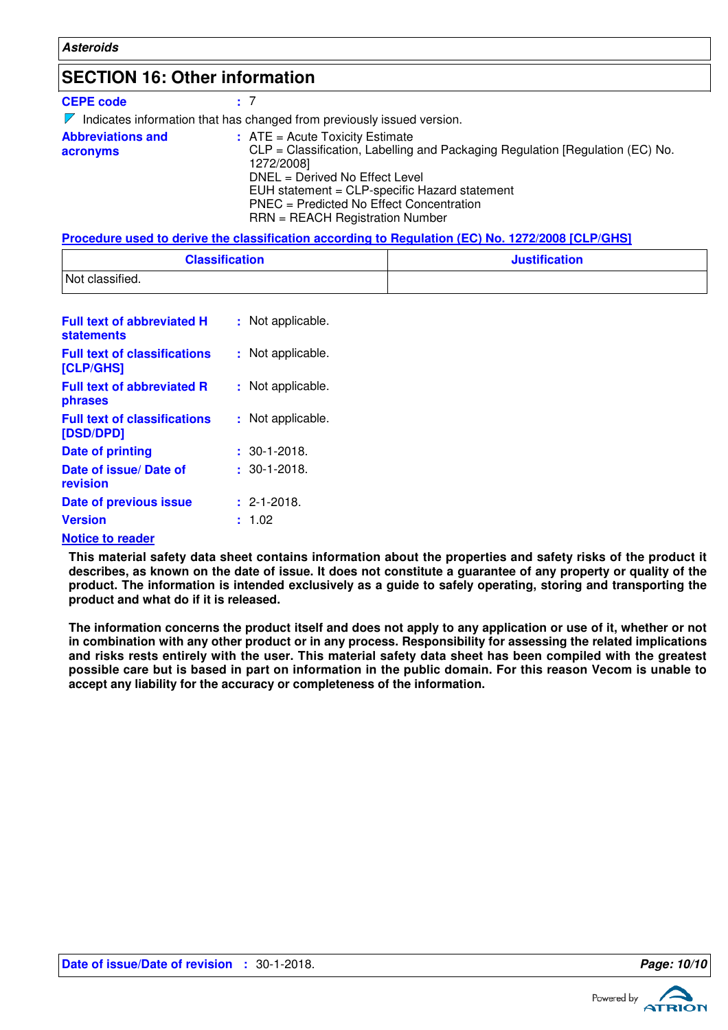## SECTION 16: Other information

**CEPE code** : 7

Indicates information that has changed from previously issued version.

**Abbreviations and acronyms** : ATE = Acute Toxicity Estimate
CLP = Classification, Labelling and Packaging Regulation [Regulation (EC) No. 1272/2008]
DNEL = Derived No Effect Level
EUH statement = CLP-specific Hazard statement
PNEC = Predicted No Effect Concentration
RRN = REACH Registration Number

**Procedure used to derive the classification according to Regulation (EC) No. 1272/2008 [CLP/GHS]**

| Classification | Justification |
|---|---|
| Not classified. | |

**Full text of abbreviated H statements** : Not applicable.

**Full text of classifications [CLP/GHS]** : Not applicable.

**Full text of abbreviated R phrases** : Not applicable.

**Full text of classifications [DSD/DPD]** : Not applicable.

**Date of printing** : 30-1-2018.

**Date of issue/ Date of revision** : 30-1-2018.

**Date of previous issue** : 2-1-2018.

**Version** : 1.02

**Notice to reader**

**This material safety data sheet contains information about the properties and safety risks of the product it describes, as known on the date of issue. It does not constitute a guarantee of any property or quality of the product. The information is intended exclusively as a guide to safely operating, storing and transporting the product and what do if it is released.**

**The information concerns the product itself and does not apply to any application or use of it, whether or not in combination with any other product or in any process. Responsibility for assessing the related implications and risks rests entirely with the user. This material safety data sheet has been compiled with the greatest possible care but is based in part on information in the public domain. For this reason Vecom is unable to accept any liability for the accuracy or completeness of the information.**